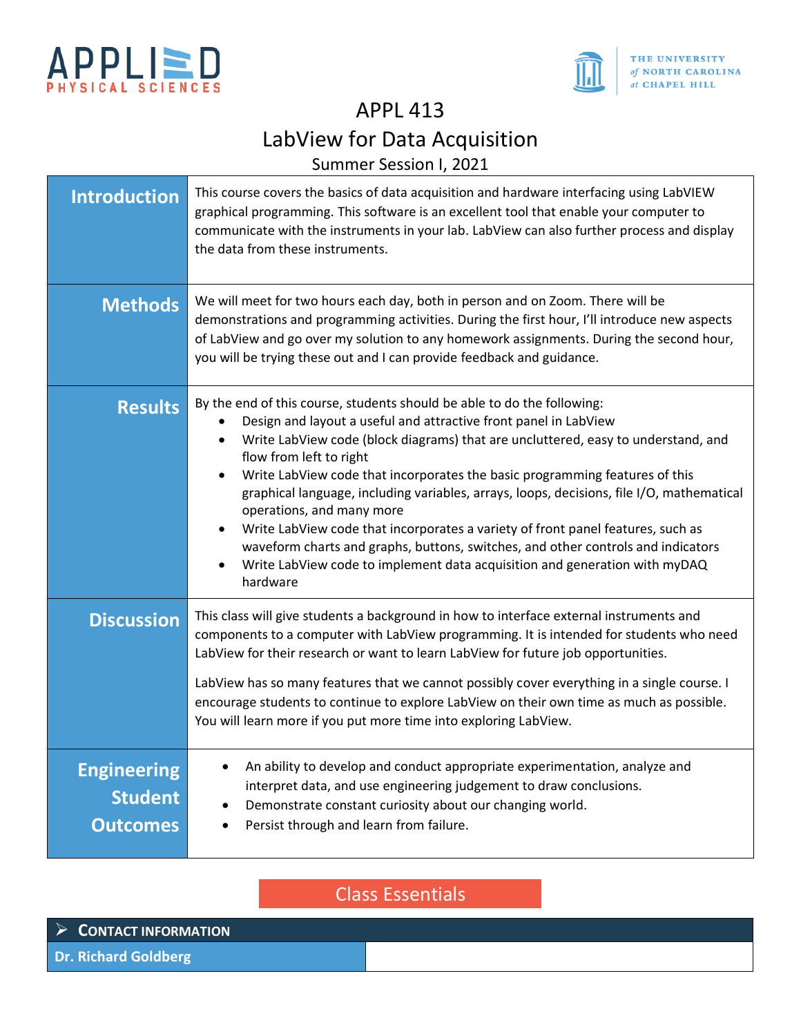APPLIED PHYSICAL SCIENCES

THE UNIVERSITY of NORTH CAROLINA at CHAPEL HILL

# APPL 413
# LabView for Data Acquisition
## Summer Session I, 2021

| | |
|---|---|
| **Introduction** | This course covers the basics of data acquisition and hardware interfacing using LabVIEW graphical programming. This software is an excellent tool that enable your computer to communicate with the instruments in your lab. LabView can also further process and display the data from these instruments. |
| **Methods** | We will meet for two hours each day, both in person and on Zoom. There will be demonstrations and programming activities. During the first hour, I'll introduce new aspects of LabView and go over my solution to any homework assignments. During the second hour, you will be trying these out and I can provide feedback and guidance. |
| **Results** | By the end of this course, students should be able to do the following:<br>• Design and layout a useful and attractive front panel in LabView<br>• Write LabView code (block diagrams) that are uncluttered, easy to understand, and flow from left to right<br>• Write LabView code that incorporates the basic programming features of this graphical language, including variables, arrays, loops, decisions, file I/O, mathematical operations, and many more<br>• Write LabView code that incorporates a variety of front panel features, such as waveform charts and graphs, buttons, switches, and other controls and indicators<br>• Write LabView code to implement data acquisition and generation with myDAQ hardware |
| **Discussion** | This class will give students a background in how to interface external instruments and components to a computer with LabView programming. It is intended for students who need LabView for their research or want to learn LabView for future job opportunities.<br><br>LabView has so many features that we cannot possibly cover everything in a single course. I encourage students to continue to explore LabView on their own time as much as possible. You will learn more if you put more time into exploring LabView. |
| **Engineering Student Outcomes** | • An ability to develop and conduct appropriate experimentation, analyze and interpret data, and use engineering judgement to draw conclusions.<br>• Demonstrate constant curiosity about our changing world.<br>• Persist through and learn from failure. |

## Class Essentials

### ➢ CONTACT INFORMATION

| **Dr. Richard Goldberg** | |
|---|---|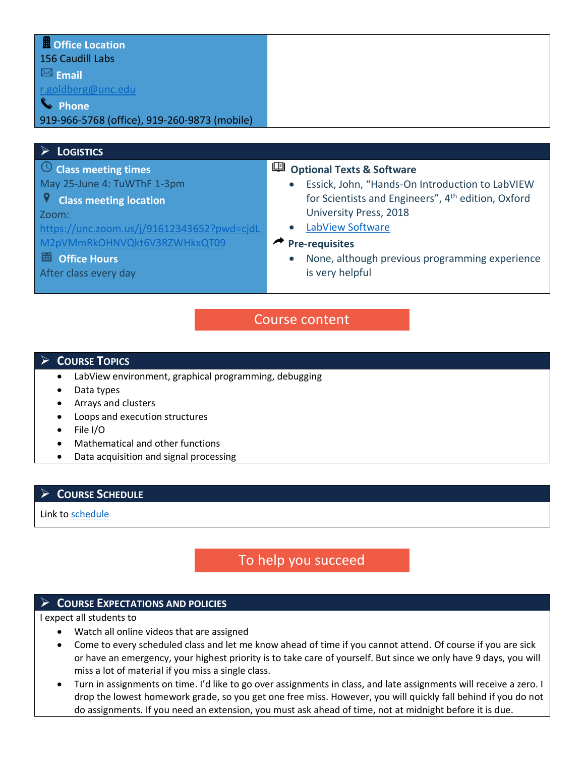**Office Location**
156 Caudill Labs

**Email**
r.goldberg@unc.edu

**Phone**
919-966-5768 (office), 919-260-9873 (mobile)

## Logistics

**Class meeting times**
May 25-June 4: TuWThF 1-3pm

**Class meeting location**
Zoom:
https://unc.zoom.us/j/91612343652?pwd=cjdLM2pVMmRkOHNVQkt6V3RZWHkxQT09

**Office Hours**
After class every day

**Optional Texts & Software**

- Essick, John, "Hands-On Introduction to LabVIEW for Scientists and Engineers", 4th edition, Oxford University Press, 2018
- LabView Software

**Pre-requisites**

- None, although previous programming experience is very helpful

# Course content

## Course Topics

- LabView environment, graphical programming, debugging
- Data types
- Arrays and clusters
- Loops and execution structures
- File I/O
- Mathematical and other functions
- Data acquisition and signal processing

## Course Schedule

Link to schedule

# To help you succeed

## Course Expectations and Policies

I expect all students to

- Watch all online videos that are assigned
- Come to every scheduled class and let me know ahead of time if you cannot attend. Of course if you are sick or have an emergency, your highest priority is to take care of yourself. But since we only have 9 days, you will miss a lot of material if you miss a single class.
- Turn in assignments on time. I'd like to go over assignments in class, and late assignments will receive a zero. I drop the lowest homework grade, so you get one free miss. However, you will quickly fall behind if you do not do assignments. If you need an extension, you must ask ahead of time, not at midnight before it is due.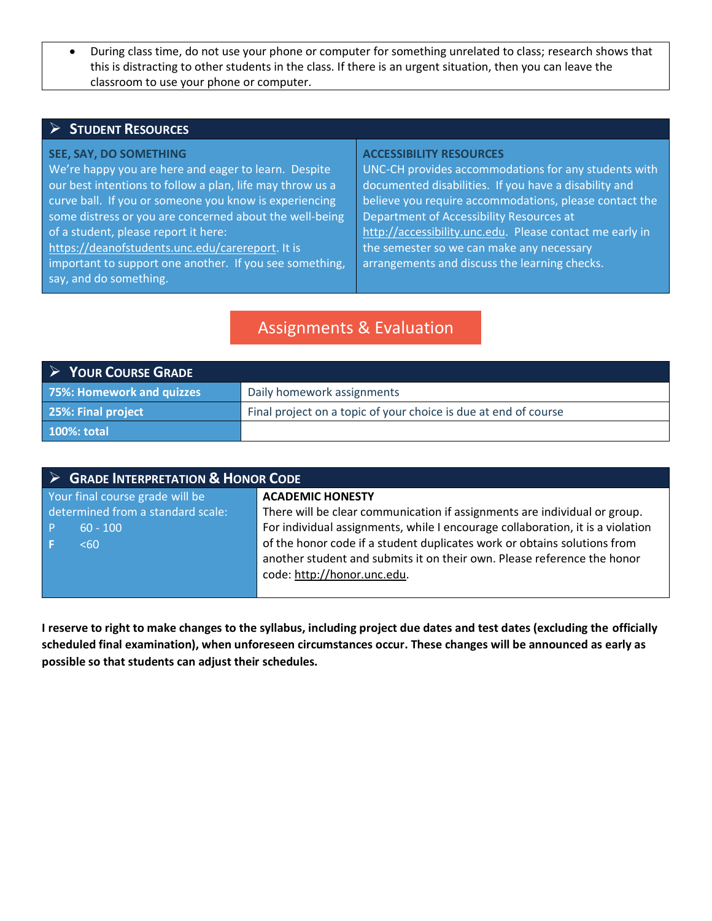- During class time, do not use your phone or computer for something unrelated to class; research shows that this is distracting to other students in the class. If there is an urgent situation, then you can leave the classroom to use your phone or computer.

## Student Resources

**SEE, SAY, DO SOMETHING**

We're happy you are here and eager to learn. Despite our best intentions to follow a plan, life may throw us a curve ball. If you or someone you know is experiencing some distress or you are concerned about the well-being of a student, please report it here: https://deanofstudents.unc.edu/carereport. It is important to support one another. If you see something, say, and do something.

**ACCESSIBILITY RESOURCES**

UNC-CH provides accommodations for any students with documented disabilities. If you have a disability and believe you require accommodations, please contact the Department of Accessibility Resources at http://accessibility.unc.edu. Please contact me early in the semester so we can make any necessary arrangements and discuss the learning checks.

# Assignments & Evaluation

## Your Course Grade

| | |
|---|---|
| **75%: Homework and quizzes** | Daily homework assignments |
| **25%: Final project** | Final project on a topic of your choice is due at end of course |
| **100%: total** | |

## Grade Interpretation & Honor Code

Your final course grade will be determined from a standard scale:

| | |
|---|---|
| P | 60 - 100 |
| F | <60 |

**ACADEMIC HONESTY**

There will be clear communication if assignments are individual or group. For individual assignments, while I encourage collaboration, it is a violation of the honor code if a student duplicates work or obtains solutions from another student and submits it on their own. Please reference the honor code: http://honor.unc.edu.

**I reserve to right to make changes to the syllabus, including project due dates and test dates (excluding the officially scheduled final examination), when unforeseen circumstances occur. These changes will be announced as early as possible so that students can adjust their schedules.**